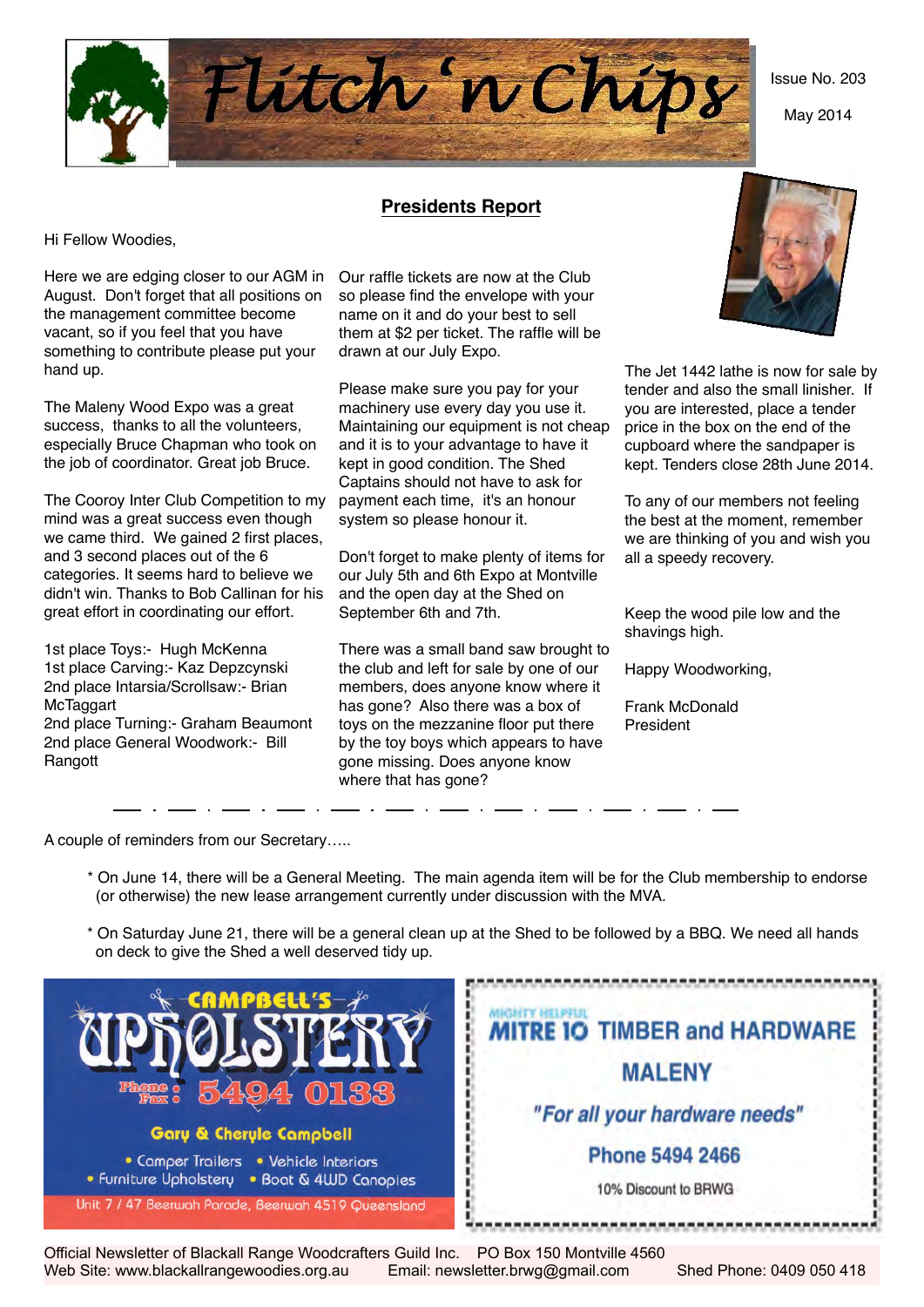# Flitch 'n Chips

Issue No. 203

May 2014

## Presidents Report

Hi Fellow Woodies,

Here we are edging closer to our AGM in August. Don't forget that all positions on the management committee become vacant, so if you feel that you have something to contribute please put your hand up.

The Maleny Wood Expo was a great success, thanks to all the volunteers, especially Bruce Chapman who took on the job of coordinator. Great job Bruce.

The Cooroy Inter Club Competition to my mind was a great success even though we came third. We gained 2 first places, and 3 second places out of the 6 categories. It seems hard to believe we didn't win. Thanks to Bob Callinan for his great effort in coordinating our effort.

1st place Toys:- Hugh McKenna
1st place Carving:- Kaz Depzcynski
2nd place Intarsia/Scrollsaw:- Brian McTaggart
2nd place Turning:- Graham Beaumont
2nd place General Woodwork:- Bill Rangott

Our raffle tickets are now at the Club so please find the envelope with your name on it and do your best to sell them at $2 per ticket. The raffle will be drawn at our July Expo.

Please make sure you pay for your machinery use every day you use it. Maintaining our equipment is not cheap and it is to your advantage to have it kept in good condition. The Shed Captains should not have to ask for payment each time, it's an honour system so please honour it.

Don't forget to make plenty of items for our July 5th and 6th Expo at Montville and the open day at the Shed on September 6th and 7th.

There was a small band saw brought to the club and left for sale by one of our members, does anyone know where it has gone? Also there was a box of toys on the mezzanine floor put there by the toy boys which appears to have gone missing. Does anyone know where that has gone?

The Jet 1442 lathe is now for sale by tender and also the small linisher. If you are interested, place a tender price in the box on the end of the cupboard where the sandpaper is kept. Tenders close 28th June 2014.

To any of our members not feeling the best at the moment, remember we are thinking of you and wish you all a speedy recovery.

Keep the wood pile low and the shavings high.

Happy Woodworking,

Frank McDonald
President

---

A couple of reminders from our Secretary…..

* On June 14, there will be a General Meeting. The main agenda item will be for the Club membership to endorse (or otherwise) the new lease arrangement currently under discussion with the MVA.
* On Saturday June 21, there will be a general clean up at the Shed to be followed by a BBQ. We need all hands on deck to give the Shed a well deserved tidy up.

**CAMPBELL'S UPHOLSTERY**
Phone Fax: 5494 0133
Gary & Cheryle Campbell
• Camper Trailers • Vehicle Interiors
• Furniture Upholstery • Boat & 4WD Canopies
Unit 7 / 47 Beerwah Parade, Beerwah 4519 Queensland

**MIGHTY HELPFUL MITRE 10 TIMBER and HARDWARE MALENY**
*"For all your hardware needs"*
Phone 5494 2466
10% Discount to BRWG

Official Newsletter of Blackall Range Woodcrafters Guild Inc. PO Box 150 Montville 4560
Web Site: www.blackallrangewoodies.org.au Email: newsletter.brwg@gmail.com Shed Phone: 0409 050 418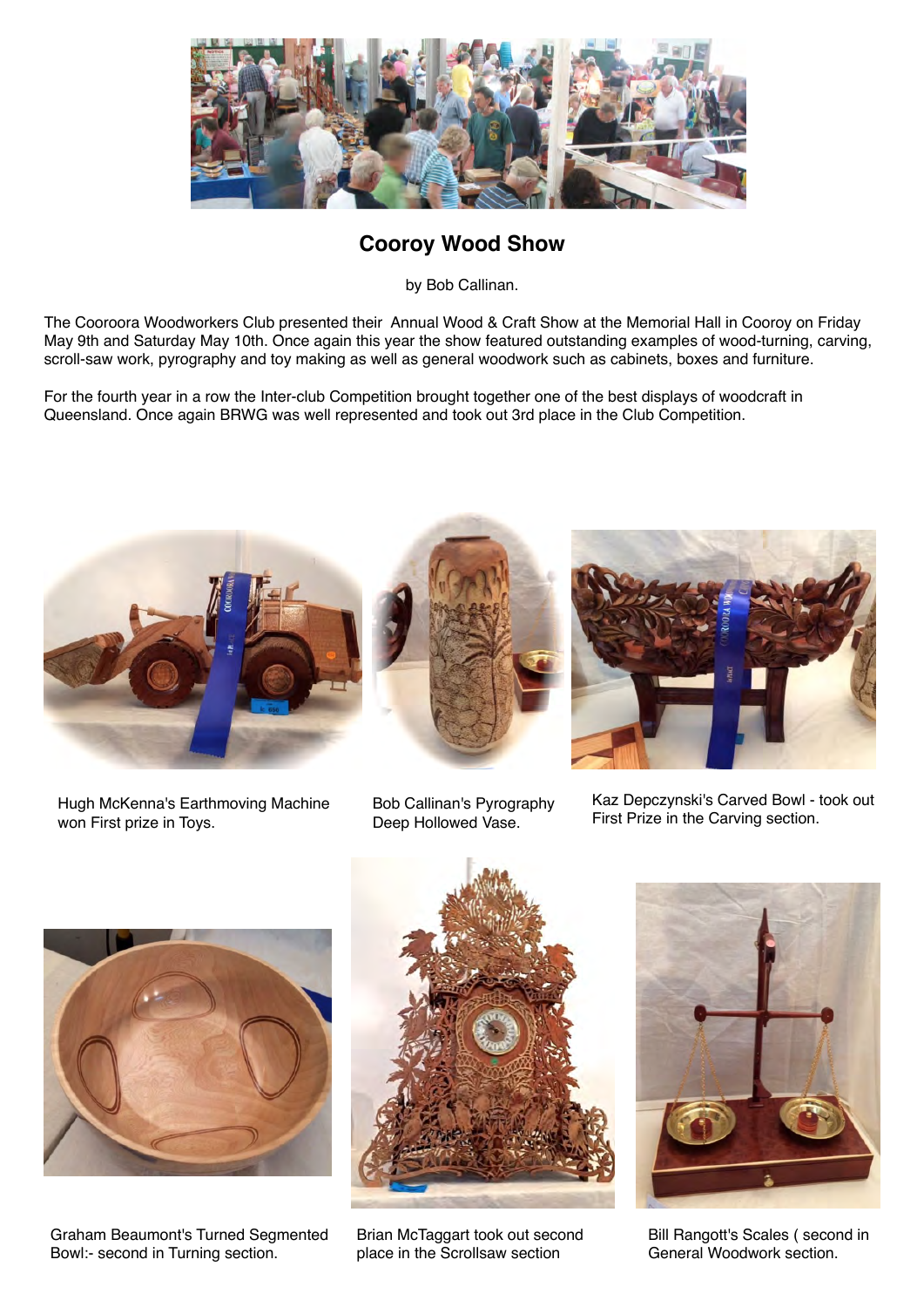## Cooroy Wood Show

by Bob Callinan.

The Cooroora Woodworkers Club presented their Annual Wood & Craft Show at the Memorial Hall in Cooroy on Friday May 9th and Saturday May 10th. Once again this year the show featured outstanding examples of wood-turning, carving, scroll-saw work, pyrography and toy making as well as general woodwork such as cabinets, boxes and furniture.

For the fourth year in a row the Inter-club Competition brought together one of the best displays of woodcraft in Queensland. Once again BRWG was well represented and took out 3rd place in the Club Competition.

Hugh McKenna's Earthmoving Machine won First prize in Toys.

Bob Callinan's Pyrography Deep Hollowed Vase.

Kaz Depczynski's Carved Bowl - took out First Prize in the Carving section.

Graham Beaumont's Turned Segmented Bowl:- second in Turning section.

Brian McTaggart took out second place in the Scrollsaw section

Bill Rangott's Scales ( second in General Woodwork section.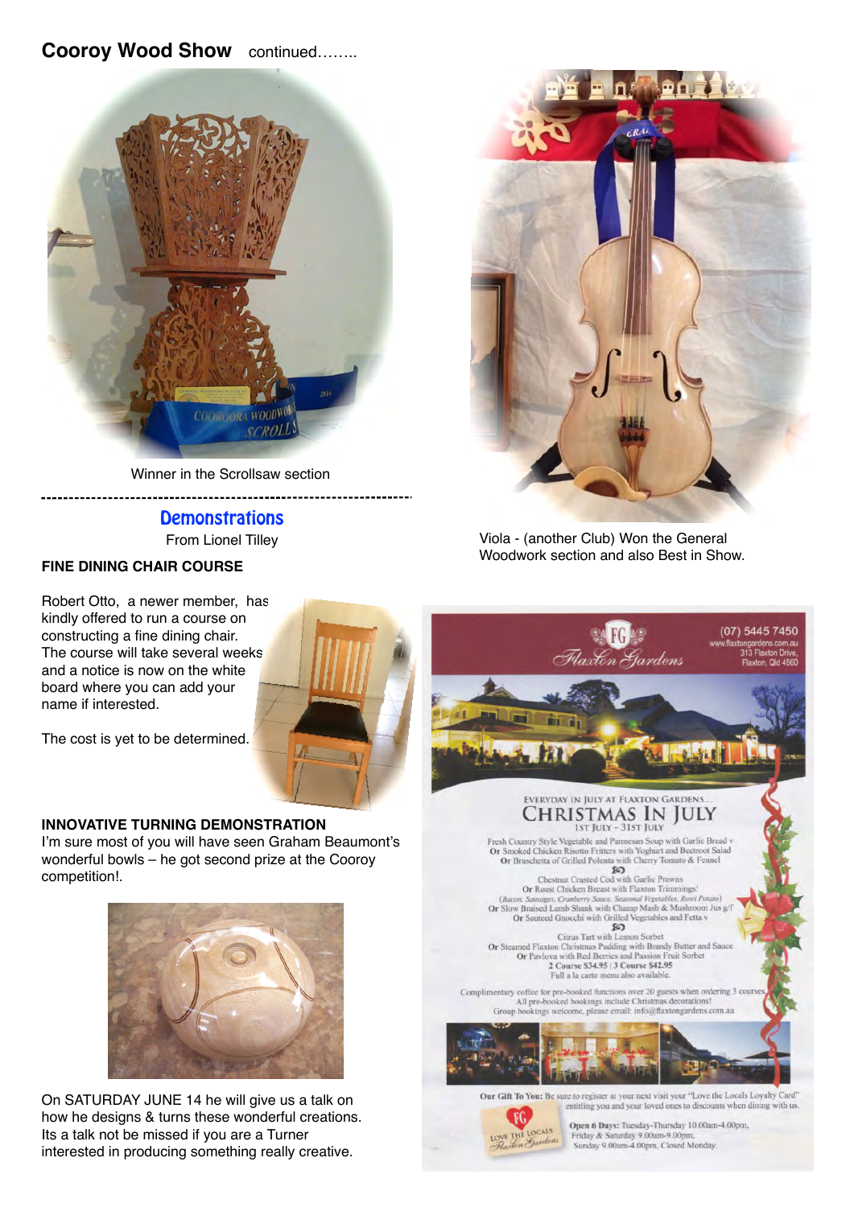## Cooroy Wood Show continued……..

Winner in the Scrollsaw section

Viola - (another Club) Won the General Woodwork section and also Best in Show.

### Demonstrations

From Lionel Tilley

**FINE DINING CHAIR COURSE**

Robert Otto, a newer member, has kindly offered to run a course on constructing a fine dining chair. The course will take several weeks and a notice is now on the white board where you can add your name if interested.

The cost is yet to be determined.

**INNOVATIVE TURNING DEMONSTRATION**

I'm sure most of you will have seen Graham Beaumont's wonderful bowls – he got second prize at the Cooroy competition!.

On SATURDAY JUNE 14 he will give us a talk on how he designs & turns these wonderful creations. Its a talk not be missed if you are a Turner interested in producing something really creative.

Flaxton Gardens

(07) 5445 7450
www.flaxtongardens.com.au
313 Flaxton Drive,
Flaxton, Qld 4560

EVERYDAY IN JULY AT FLAXTON GARDENS...

CHRISTMAS IN JULY

1ST JULY – 31ST JULY

Fresh Country Style Vegetable and Parmesan Soup with Garlic Bread v
Or Smoked Chicken Risotto Fritters with Yoghurt and Beetroot Salad
Or Bruschetta of Grilled Polenta with Cherry Tomato & Fennel

Chestnut Crusted Cod with Garlic Prawns
Or Roast Chicken Breast with Flaxton Trimmings!
(Bacon, Sausages, Cranberry Sauce, Seasonal Vegetables, Rosti Potato)
Or Slow Braised Lamb Shank with Champ Mash & Mushroom Jus g/f
Or Sauteed Gnocchi with Grilled Vegetables and Fetta v

Citrus Tart with Lemon Sorbet
Or Steamed Flaxton Christmas Pudding with Brandy Butter and Sauce
Or Pavlova with Red Berries and Passion Fruit Sorbet

2 Course $34.95 | 3 Course $42.95
Full a la carte menu also available.

Complimentary coffee for pre-booked functions over 20 guests when ordering 3 courses.
All pre-booked bookings include Christmas decorations!
Group bookings welcome, please email: info@flaxtongardens.com.au

Our Gift To You: Be sure to register at your next visit your "Love the Locals Loyalty Card" entitling you and your loved ones to discounts when dining with us.

LOVE THE LOCALS Flaxton Gardens

Open 6 Days: Tuesday-Thursday 10.00am-4.00pm,
Friday & Saturday 9.00am-9.00pm,
Sunday 9.00am-4.00pm, Closed Monday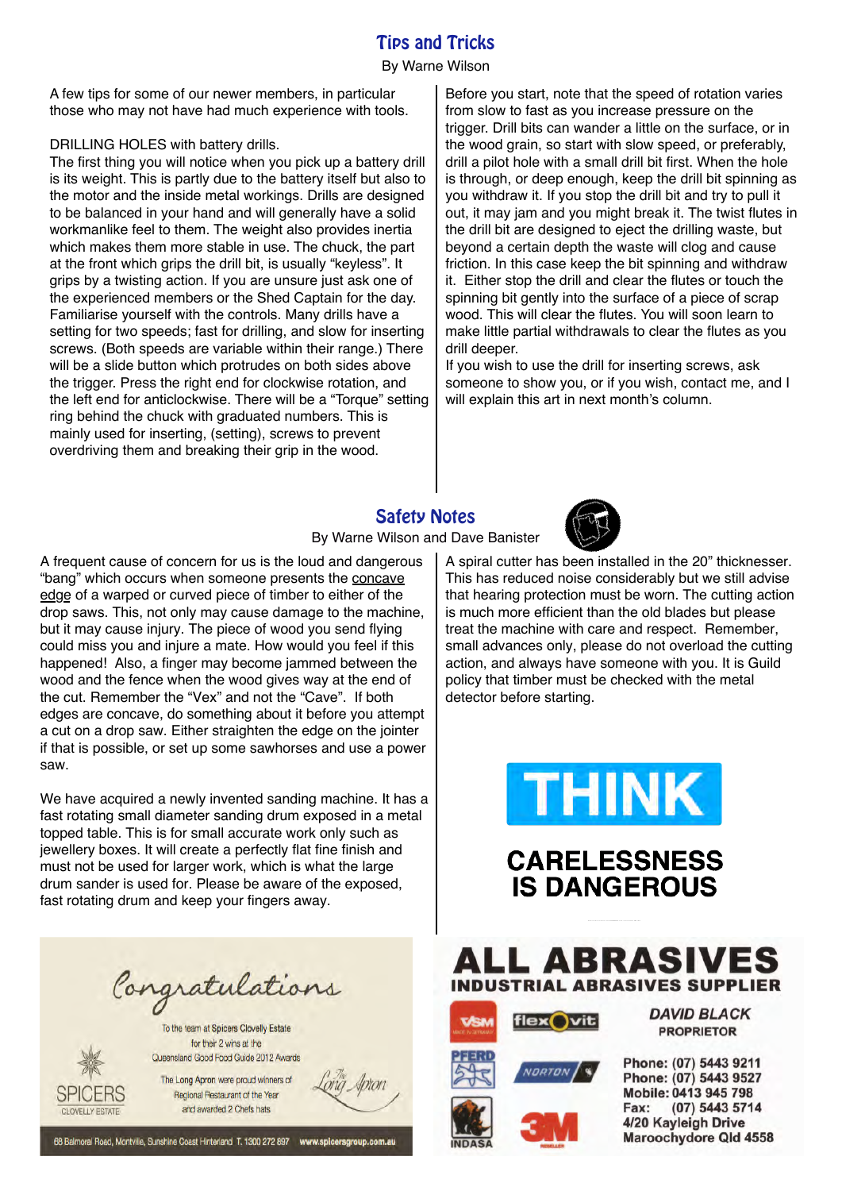## Tips and Tricks

By Warne Wilson

A few tips for some of our newer members, in particular those who may not have had much experience with tools.

DRILLING HOLES with battery drills.

The first thing you will notice when you pick up a battery drill is its weight. This is partly due to the battery itself but also to the motor and the inside metal workings. Drills are designed to be balanced in your hand and will generally have a solid workmanlike feel to them. The weight also provides inertia which makes them more stable in use. The chuck, the part at the front which grips the drill bit, is usually "keyless". It grips by a twisting action. If you are unsure just ask one of the experienced members or the Shed Captain for the day. Familiarise yourself with the controls. Many drills have a setting for two speeds; fast for drilling, and slow for inserting screws. (Both speeds are variable within their range.) There will be a slide button which protrudes on both sides above the trigger. Press the right end for clockwise rotation, and the left end for anticlockwise. There will be a "Torque" setting ring behind the chuck with graduated numbers. This is mainly used for inserting, (setting), screws to prevent overdriving them and breaking their grip in the wood.

Before you start, note that the speed of rotation varies from slow to fast as you increase pressure on the trigger. Drill bits can wander a little on the surface, or in the wood grain, so start with slow speed, or preferably, drill a pilot hole with a small drill bit first. When the hole is through, or deep enough, keep the drill bit spinning as you withdraw it. If you stop the drill bit and try to pull it out, it may jam and you might break it. The twist flutes in the drill bit are designed to eject the drilling waste, but beyond a certain depth the waste will clog and cause friction. In this case keep the bit spinning and withdraw it. Either stop the drill and clear the flutes or touch the spinning bit gently into the surface of a piece of scrap wood. This will clear the flutes. You will soon learn to make little partial withdrawals to clear the flutes as you drill deeper.

If you wish to use the drill for inserting screws, ask someone to show you, or if you wish, contact me, and I will explain this art in next month's column.

## Safety Notes

By Warne Wilson and Dave Banister

A frequent cause of concern for us is the loud and dangerous "bang" which occurs when someone presents the concave edge of a warped or curved piece of timber to either of the drop saws. This, not only may cause damage to the machine, but it may cause injury. The piece of wood you send flying could miss you and injure a mate. How would you feel if this happened! Also, a finger may become jammed between the wood and the fence when the wood gives way at the end of the cut. Remember the "Vex" and not the "Cave". If both edges are concave, do something about it before you attempt a cut on a drop saw. Either straighten the edge on the jointer if that is possible, or set up some sawhorses and use a power saw.

We have acquired a newly invented sanding machine. It has a fast rotating small diameter sanding drum exposed in a metal topped table. This is for small accurate work only such as jewellery boxes. It will create a perfectly flat fine finish and must not be used for larger work, which is what the large drum sander is used for. Please be aware of the exposed, fast rotating drum and keep your fingers away.

A spiral cutter has been installed in the 20" thicknesser. This has reduced noise considerably but we still advise that hearing protection must be worn. The cutting action is much more efficient than the old blades but please treat the machine with care and respect. Remember, small advances only, please do not overload the cutting action, and always have someone with you. It is Guild policy that timber must be checked with the metal detector before starting.

**THINK**

**CARELESSNESS IS DANGEROUS**

*Congratulations*

To the team at Spicers Clovelly Estate for their 2 wins at the Queensland Good Food Guide 2012 Awards

The Long Apron were proud winners of Regional Restaurant of the Year and awarded 2 Chefs hats

SPICERS CLOVELLY ESTATE

68 Balmoral Road, Montville, Sunshine Coast Hinterland T. 1300 272 897 www.spicersgroup.com.au

**ALL ABRASIVES**

**INDUSTRIAL ABRASIVES SUPPLIER**

VSM · flexovit · PFERD · NORTON · INDASA · 3M

*DAVID BLACK*

PROPRIETOR

Phone: (07) 5443 9211
Phone: (07) 5443 9527
Mobile: 0413 945 798
Fax: (07) 5443 5714
4/20 Kayleigh Drive
Maroochydore Qld 4558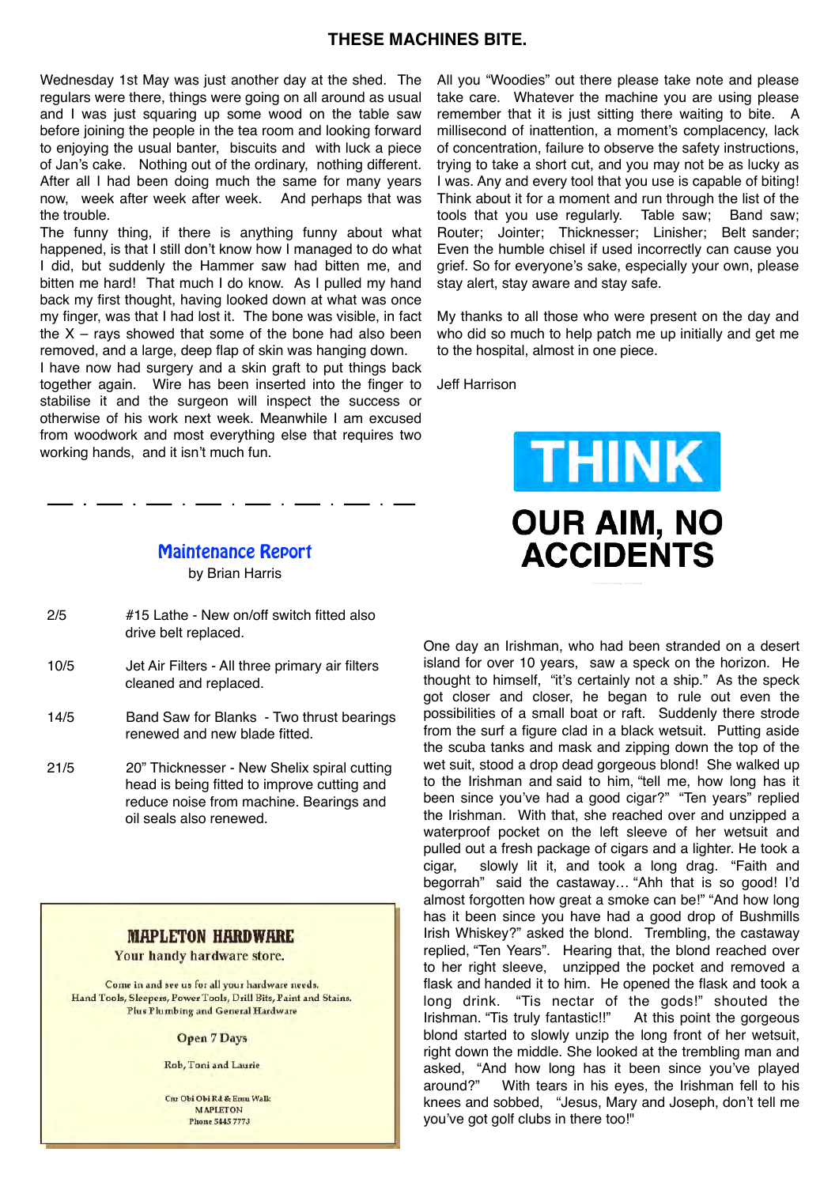# THESE MACHINES BITE.

Wednesday 1st May was just another day at the shed. The regulars were there, things were going on all around as usual and I was just squaring up some wood on the table saw before joining the people in the tea room and looking forward to enjoying the usual banter, biscuits and with luck a piece of Jan's cake. Nothing out of the ordinary, nothing different. After all I had been doing much the same for many years now, week after week after week. And perhaps that was the trouble.

The funny thing, if there is anything funny about what happened, is that I still don't know how I managed to do what I did, but suddenly the Hammer saw had bitten me, and bitten me hard! That much I do know. As I pulled my hand back my first thought, having looked down at what was once my finger, was that I had lost it. The bone was visible, in fact the X – rays showed that some of the bone had also been removed, and a large, deep flap of skin was hanging down.

I have now had surgery and a skin graft to put things back together again. Wire has been inserted into the finger to stabilise it and the surgeon will inspect the success or otherwise of his work next week. Meanwhile I am excused from woodwork and most everything else that requires two working hands, and it isn't much fun.

All you "Woodies" out there please take note and please take care. Whatever the machine you are using please remember that it is just sitting there waiting to bite. A millisecond of inattention, a moment's complacency, lack of concentration, failure to observe the safety instructions, trying to take a short cut, and you may not be as lucky as I was. Any and every tool that you use is capable of biting! Think about it for a moment and run through the list of the tools that you use regularly. Table saw; Band saw; Router; Jointer; Thicknesser; Linisher; Belt sander; Even the humble chisel if used incorrectly can cause you grief. So for everyone's sake, especially your own, please stay alert, stay aware and stay safe.

My thanks to all those who were present on the day and who did so much to help patch me up initially and get me to the hospital, almost in one piece.

Jeff Harrison

**THINK**

**OUR AIM, NO ACCIDENTS**

---

## Maintenance Report

by Brian Harris

| | |
|---|---|
| 2/5 | #15 Lathe - New on/off switch fitted also drive belt replaced. |
| 10/5 | Jet Air Filters - All three primary air filters cleaned and replaced. |
| 14/5 | Band Saw for Blanks - Two thrust bearings renewed and new blade fitted. |
| 21/5 | 20" Thicknesser - New Shelix spiral cutting head is being fitted to improve cutting and reduce noise from machine. Bearings and oil seals also renewed. |

**MAPLETON HARDWARE**

Your handy hardware store.

Come in and see us for all your hardware needs.
Hand Tools, Sleepers, Power Tools, Drill Bits, Paint and Stains.
Plus Plumbing and General Hardware

Open 7 Days

Rob, Toni and Laurie

Cnr Obi Obi Rd & Emu Walk
MAPLETON
Phone 5445 7773

One day an Irishman, who had been stranded on a desert island for over 10 years, saw a speck on the horizon. He thought to himself, "it's certainly not a ship." As the speck got closer and closer, he began to rule out even the possibilities of a small boat or raft. Suddenly there strode from the surf a figure clad in a black wetsuit. Putting aside the scuba tanks and mask and zipping down the top of the wet suit, stood a drop dead gorgeous blond! She walked up to the Irishman and said to him, "tell me, how long has it been since you've had a good cigar?" "Ten years" replied the Irishman. With that, she reached over and unzipped a waterproof pocket on the left sleeve of her wetsuit and pulled out a fresh package of cigars and a lighter. He took a cigar, slowly lit it, and took a long drag. "Faith and begorrah" said the castaway… "Ahh that is so good! I'd almost forgotten how great a smoke can be!" "And how long has it been since you have had a good drop of Bushmills Irish Whiskey?" asked the blond. Trembling, the castaway replied, "Ten Years". Hearing that, the blond reached over to her right sleeve, unzipped the pocket and removed a flask and handed it to him. He opened the flask and took a long drink. "Tis nectar of the gods!" shouted the Irishman. "Tis truly fantastic!!" At this point the gorgeous blond started to slowly unzip the long front of her wetsuit, right down the middle. She looked at the trembling man and asked, "And how long has it been since you've played around?" With tears in his eyes, the Irishman fell to his knees and sobbed, "Jesus, Mary and Joseph, don't tell me you've got golf clubs in there too!"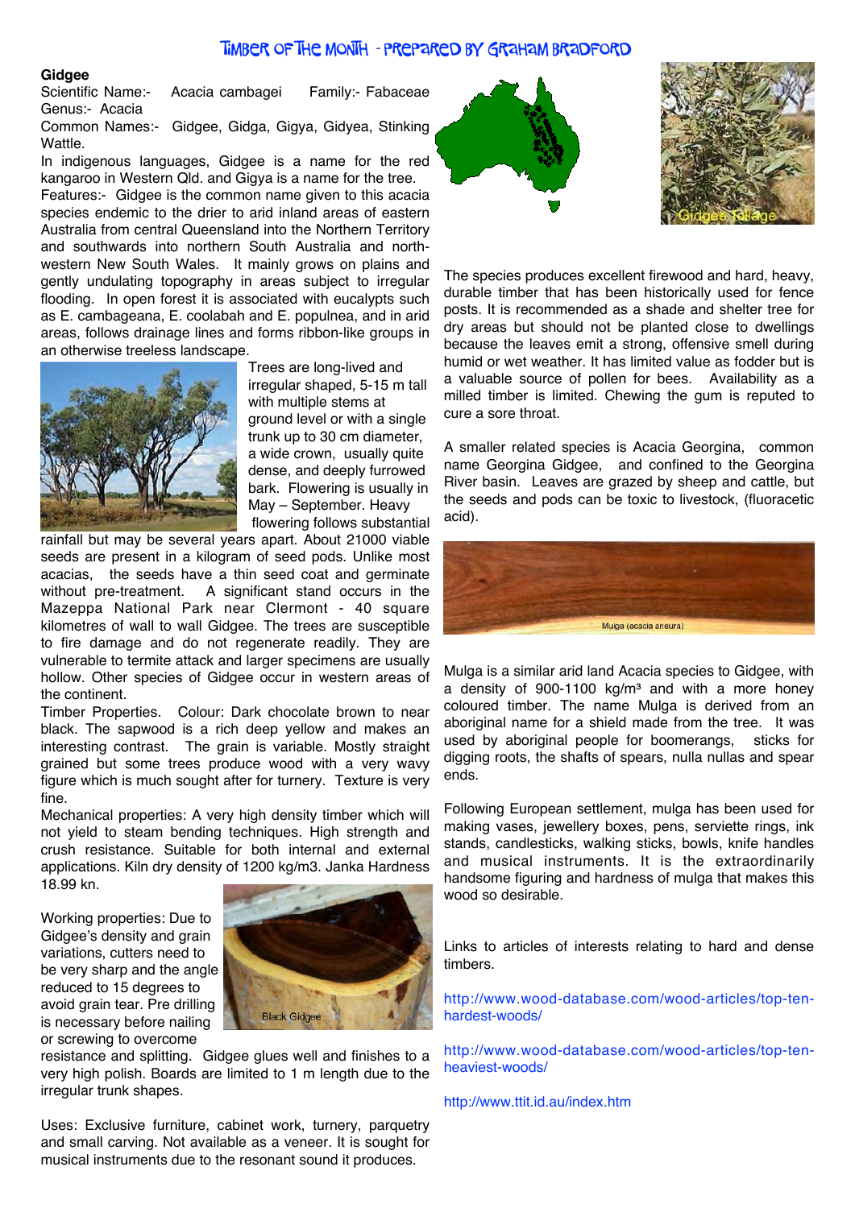# Timber of the Month - Prepared by Graham Bradford

**Gidgee**

Scientific Name:- Acacia cambagei Family:- Fabaceae

Genus:- Acacia

Common Names:- Gidgee, Gidga, Gigya, Gidyea, Stinking Wattle.

In indigenous languages, Gidgee is a name for the red kangaroo in Western Qld. and Gigya is a name for the tree.

Features:- Gidgee is the common name given to this acacia species endemic to the drier to arid inland areas of eastern Australia from central Queensland into the Northern Territory and southwards into northern South Australia and north-western New South Wales. It mainly grows on plains and gently undulating topography in areas subject to irregular flooding. In open forest it is associated with eucalypts such as E. cambageana, E. coolabah and E. populnea, and in arid areas, follows drainage lines and forms ribbon-like groups in an otherwise treeless landscape.

Trees are long-lived and irregular shaped, 5-15 m tall with multiple stems at ground level or with a single trunk up to 30 cm diameter, a wide crown, usually quite dense, and deeply furrowed bark. Flowering is usually in May – September. Heavy flowering follows substantial rainfall but may be several years apart. About 21000 viable seeds are present in a kilogram of seed pods. Unlike most acacias, the seeds have a thin seed coat and germinate without pre-treatment. A significant stand occurs in the Mazeppa National Park near Clermont - 40 square kilometres of wall to wall Gidgee. The trees are susceptible to fire damage and do not regenerate readily. They are vulnerable to termite attack and larger specimens are usually hollow. Other species of Gidgee occur in western areas of the continent.

Timber Properties. Colour: Dark chocolate brown to near black. The sapwood is a rich deep yellow and makes an interesting contrast. The grain is variable. Mostly straight grained but some trees produce wood with a very wavy figure which is much sought after for turnery. Texture is very fine.

Mechanical properties: A very high density timber which will not yield to steam bending techniques. High strength and crush resistance. Suitable for both internal and external applications. Kiln dry density of 1200 kg/m3. Janka Hardness 18.99 kn.

Working properties: Due to Gidgee's density and grain variations, cutters need to be very sharp and the angle reduced to 15 degrees to avoid grain tear. Pre drilling is necessary before nailing or screwing to overcome resistance and splitting. Gidgee glues well and finishes to a very high polish. Boards are limited to 1 m length due to the irregular trunk shapes.

Black Gidgee

Uses: Exclusive furniture, cabinet work, turnery, parquetry and small carving. Not available as a veneer. It is sought for musical instruments due to the resonant sound it produces.

Gidgee Foliage

The species produces excellent firewood and hard, heavy, durable timber that has been historically used for fence posts. It is recommended as a shade and shelter tree for dry areas but should not be planted close to dwellings because the leaves emit a strong, offensive smell during humid or wet weather. It has limited value as fodder but is a valuable source of pollen for bees. Availability as a milled timber is limited. Chewing the gum is reputed to cure a sore throat.

A smaller related species is Acacia Georgina, common name Georgina Gidgee, and confined to the Georgina River basin. Leaves are grazed by sheep and cattle, but the seeds and pods can be toxic to livestock, (fluoracetic acid).

Mulga (acacia aneura)

Mulga is a similar arid land Acacia species to Gidgee, with a density of 900-1100 kg/m³ and with a more honey coloured timber. The name Mulga is derived from an aboriginal name for a shield made from the tree. It was used by aboriginal people for boomerangs, sticks for digging roots, the shafts of spears, nulla nullas and spear ends.

Following European settlement, mulga has been used for making vases, jewellery boxes, pens, serviette rings, ink stands, candlesticks, walking sticks, bowls, knife handles and musical instruments. It is the extraordinarily handsome figuring and hardness of mulga that makes this wood so desirable.

Links to articles of interests relating to hard and dense timbers.

http://www.wood-database.com/wood-articles/top-ten-hardest-woods/

http://www.wood-database.com/wood-articles/top-ten-heaviest-woods/

http://www.ttit.id.au/index.htm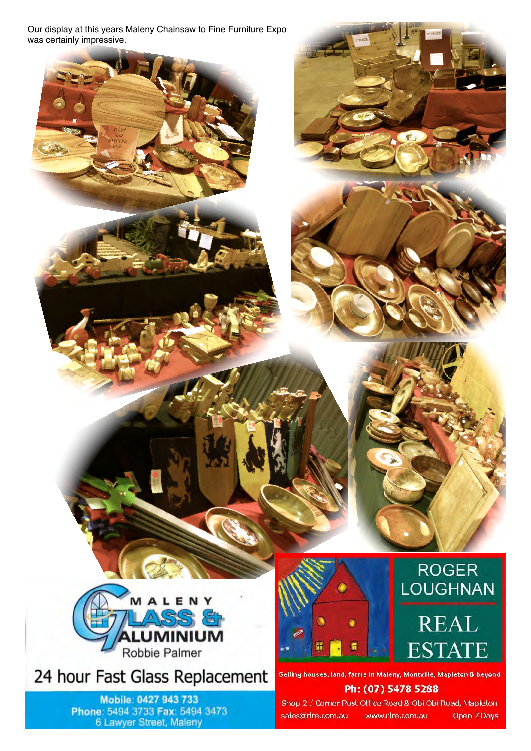Our display at this years Maleny Chainsaw to Fine Furniture Expo was certainly impressive.

**MALENY GLASS & ALUMINIUM**

Robbie Palmer

24 hour Fast Glass Replacement

**Mobile: 0427 943 733**
**Phone**: 5494 3733 **Fax**: 5494 3473
6 Lawyer Street, Maleny

**ROGER LOUGHNAN REAL ESTATE**

Selling houses, land, farms in Maleny, Montville, Mapleton & beyond

**Ph: (07) 5478 5288**

Shop 2 / Corner Post Office Road & Obi Obi Road, Mapleton

sales@rlre.com.au www.rlre.com.au Open 7 Days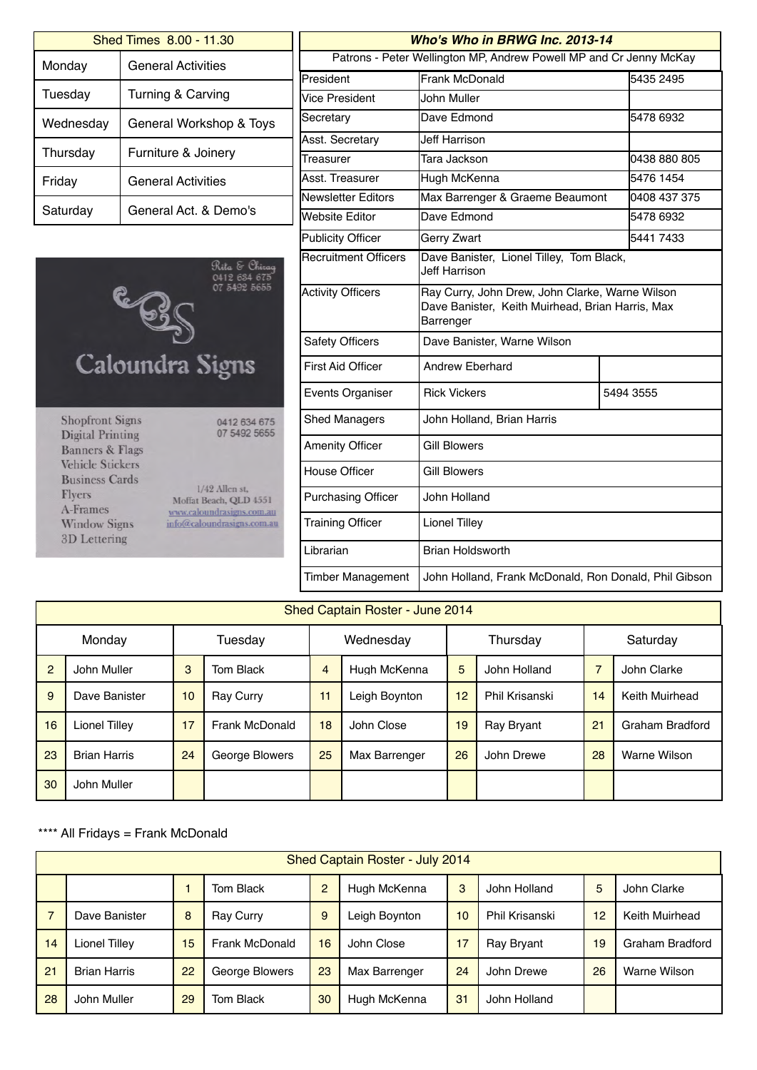| Shed Times 8.00 - 11.30 | |
|---|---|
| Monday | General Activities |
| Tuesday | Turning & Carving |
| Wednesday | General Workshop & Toys |
| Thursday | Furniture & Joinery |
| Friday | General Activities |
| Saturday | General Act. & Demo's |

Rita & Chirag
0412 634 675
07 5492 5655

Caloundra Signs

Shopfront Signs
Digital Printing
Banners & Flags
Vehicle Stickers
Business Cards
Flyers
A-Frames
Window Signs
3D Lettering

0412 634 675
07 5492 5655

1/42 Allen st,
Moffat Beach, QLD 4551
www.caloundrasigns.com.au
info@caloundrasigns.com.au

| ***Who's Who in BRWG Inc. 2013-14*** | | |
|---|---|---|
| Patrons - Peter Wellington MP, Andrew Powell MP and Cr Jenny McKay | | |
| President | Frank McDonald | 5435 2495 |
| Vice President | John Muller | |
| Secretary | Dave Edmond | 5478 6932 |
| Asst. Secretary | Jeff Harrison | |
| Treasurer | Tara Jackson | 0438 880 805 |
| Asst. Treasurer | Hugh McKenna | 5476 1454 |
| Newsletter Editors | Max Barrenger & Graeme Beaumont | 0408 437 375 |
| Website Editor | Dave Edmond | 5478 6932 |
| Publicity Officer | Gerry Zwart | 5441 7433 |
| Recruitment Officers | Dave Banister, Lionel Tilley, Tom Black, Jeff Harrison | |
| Activity Officers | Ray Curry, John Drew, John Clarke, Warne Wilson Dave Banister, Keith Muirhead, Brian Harris, Max Barrenger | |
| Safety Officers | Dave Banister, Warne Wilson | |
| First Aid Officer | Andrew Eberhard | |
| Events Organiser | Rick Vickers | 5494 3555 |
| Shed Managers | John Holland, Brian Harris | |
| Amenity Officer | Gill Blowers | |
| House Officer | Gill Blowers | |
| Purchasing Officer | John Holland | |
| Training Officer | Lionel Tilley | |
| Librarian | Brian Holdsworth | |
| Timber Management | John Holland, Frank McDonald, Ron Donald, Phil Gibson | |

| Shed Captain Roster - June 2014 | | | | | | | | | |
|---|---|---|---|---|---|---|---|---|---|
| Monday | | Tuesday | | Wednesday | | Thursday | | Saturday | |
| 2 | John Muller | 3 | Tom Black | 4 | Hugh McKenna | 5 | John Holland | 7 | John Clarke |
| 9 | Dave Banister | 10 | Ray Curry | 11 | Leigh Boynton | 12 | Phil Krisanski | 14 | Keith Muirhead |
| 16 | Lionel Tilley | 17 | Frank McDonald | 18 | John Close | 19 | Ray Bryant | 21 | Graham Bradford |
| 23 | Brian Harris | 24 | George Blowers | 25 | Max Barrenger | 26 | John Drewe | 28 | Warne Wilson |
| 30 | John Muller | | | | | | | | |

**** All Fridays = Frank McDonald

| Shed Captain Roster - July 2014 | | | | | | | | | |
|---|---|---|---|---|---|---|---|---|---|
| | | 1 | Tom Black | 2 | Hugh McKenna | 3 | John Holland | 5 | John Clarke |
| 7 | Dave Banister | 8 | Ray Curry | 9 | Leigh Boynton | 10 | Phil Krisanski | 12 | Keith Muirhead |
| 14 | Lionel Tilley | 15 | Frank McDonald | 16 | John Close | 17 | Ray Bryant | 19 | Graham Bradford |
| 21 | Brian Harris | 22 | George Blowers | 23 | Max Barrenger | 24 | John Drewe | 26 | Warne Wilson |
| 28 | John Muller | 29 | Tom Black | 30 | Hugh McKenna | 31 | John Holland | | |